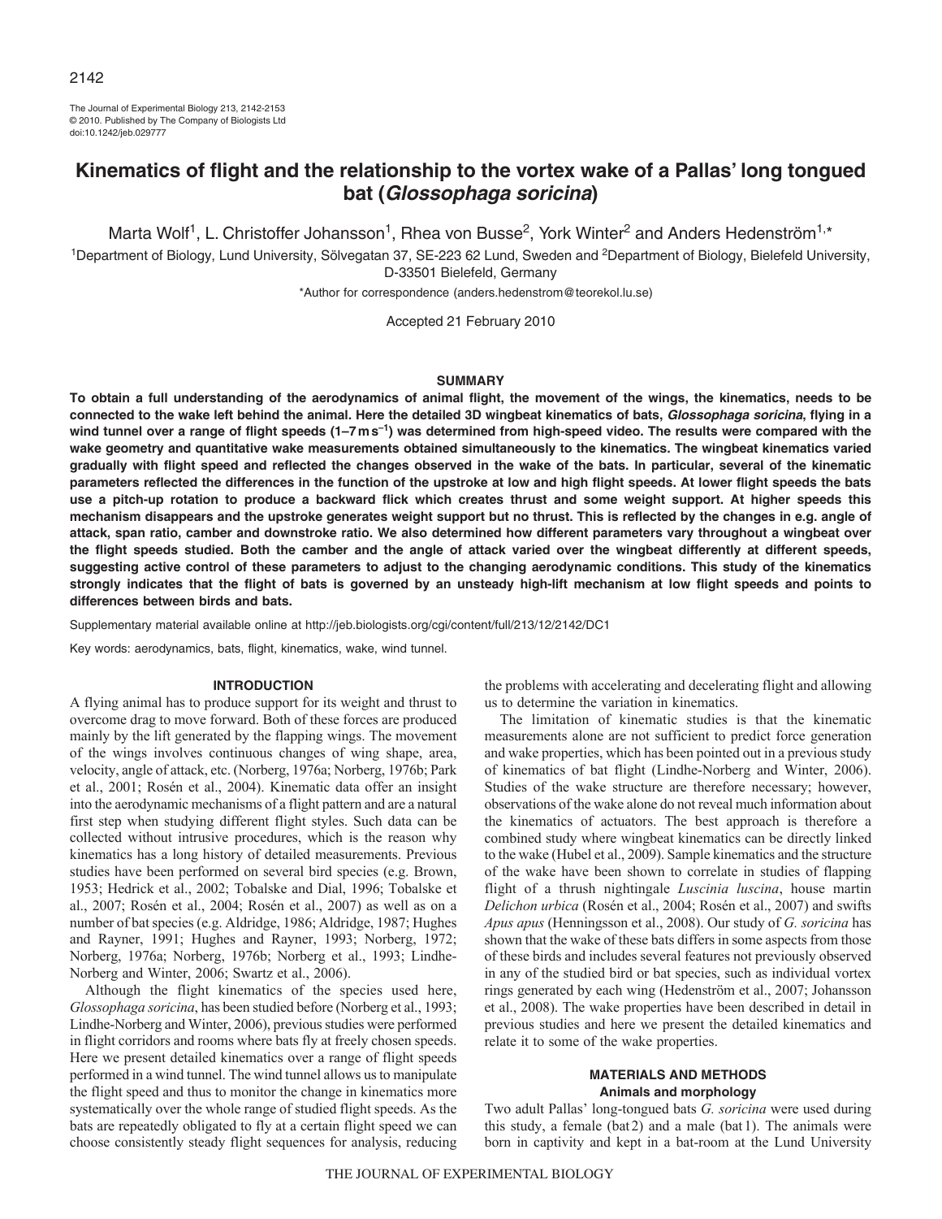# Kinematics of flight and the relationship to the vortex wake of a Pallas' long tongued bat (*Glossophaga soricina*)

Marta Wolf[1], L. Christoffer Johansson[1], Rhea von Busse[2], York Winter[2] and Anders Hedenström[1,*]

[1]Department of Biology, Lund University, Sölvegatan 37, SE-223 62 Lund, Sweden and [2]Department of Biology, Bielefeld University, D-33501 Bielefeld, Germany

*Author for correspondence (anders.hedenstrom@teorekol.lu.se)

Accepted 21 February 2010

## SUMMARY

**To obtain a full understanding of the aerodynamics of animal flight, the movement of the wings, the kinematics, needs to be connected to the wake left behind the animal. Here the detailed 3D wingbeat kinematics of bats, *Glossophaga soricina*, flying in a wind tunnel over a range of flight speeds (1–7 m s$^{-1}$) was determined from high-speed video. The results were compared with the wake geometry and quantitative wake measurements obtained simultaneously to the kinematics. The wingbeat kinematics varied gradually with flight speed and reflected the changes observed in the wake of the bats. In particular, several of the kinematic parameters reflected the differences in the function of the upstroke at low and high flight speeds. At lower flight speeds the bats use a pitch-up rotation to produce a backward flick which creates thrust and some weight support. At higher speeds this mechanism disappears and the upstroke generates weight support but no thrust. This is reflected by the changes in e.g. angle of attack, span ratio, camber and downstroke ratio. We also determined how different parameters vary throughout a wingbeat over the flight speeds studied. Both the camber and the angle of attack varied over the wingbeat differently at different speeds, suggesting active control of these parameters to adjust to the changing aerodynamic conditions. This study of the kinematics strongly indicates that the flight of bats is governed by an unsteady high-lift mechanism at low flight speeds and points to differences between birds and bats.**

Supplementary material available online at http://jeb.biologists.org/cgi/content/full/213/12/2142/DC1

Key words: aerodynamics, bats, flight, kinematics, wake, wind tunnel.

## INTRODUCTION

A flying animal has to produce support for its weight and thrust to overcome drag to move forward. Both of these forces are produced mainly by the lift generated by the flapping wings. The movement of the wings involves continuous changes of wing shape, area, velocity, angle of attack, etc. (Norberg, 1976a; Norberg, 1976b; Park et al., 2001; Rosén et al., 2004). Kinematic data offer an insight into the aerodynamic mechanisms of a flight pattern and are a natural first step when studying different flight styles. Such data can be collected without intrusive procedures, which is the reason why kinematics has a long history of detailed measurements. Previous studies have been performed on several bird species (e.g. Brown, 1953; Hedrick et al., 2002; Tobalske and Dial, 1996; Tobalske et al., 2007; Rosén et al., 2004; Rosén et al., 2007) as well as on a number of bat species (e.g. Aldridge, 1986; Aldridge, 1987; Hughes and Rayner, 1991; Hughes and Rayner, 1993; Norberg, 1972; Norberg, 1976a; Norberg, 1976b; Norberg et al., 1993; Lindhe-Norberg and Winter, 2006; Swartz et al., 2006).

Although the flight kinematics of the species used here, *Glossophaga soricina*, has been studied before (Norberg et al., 1993; Lindhe-Norberg and Winter, 2006), previous studies were performed in flight corridors and rooms where bats fly at freely chosen speeds. Here we present detailed kinematics over a range of flight speeds performed in a wind tunnel. The wind tunnel allows us to manipulate the flight speed and thus to monitor the change in kinematics more systematically over the whole range of studied flight speeds. As the bats are repeatedly obligated to fly at a certain flight speed we can choose consistently steady flight sequences for analysis, reducing the problems with accelerating and decelerating flight and allowing us to determine the variation in kinematics.

The limitation of kinematic studies is that the kinematic measurements alone are not sufficient to predict force generation and wake properties, which has been pointed out in a previous study of kinematics of bat flight (Lindhe-Norberg and Winter, 2006). Studies of the wake structure are therefore necessary; however, observations of the wake alone do not reveal much information about the kinematics of actuators. The best approach is therefore a combined study where wingbeat kinematics can be directly linked to the wake (Hubel et al., 2009). Sample kinematics and the structure of the wake have been shown to correlate in studies of flapping flight of a thrush nightingale *Luscinia luscina*, house martin *Delichon urbica* (Rosén et al., 2004; Rosén et al., 2007) and swifts *Apus apus* (Henningsson et al., 2008). Our study of *G. soricina* has shown that the wake of these bats differs in some aspects from those of these birds and includes several features not previously observed in any of the studied bird or bat species, such as individual vortex rings generated by each wing (Hedenström et al., 2007; Johansson et al., 2008). The wake properties have been described in detail in previous studies and here we present the detailed kinematics and relate it to some of the wake properties.

## MATERIALS AND METHODS

### Animals and morphology

Two adult Pallas' long-tongued bats *G. soricina* were used during this study, a female (bat 2) and a male (bat 1). The animals were born in captivity and kept in a bat-room at the Lund University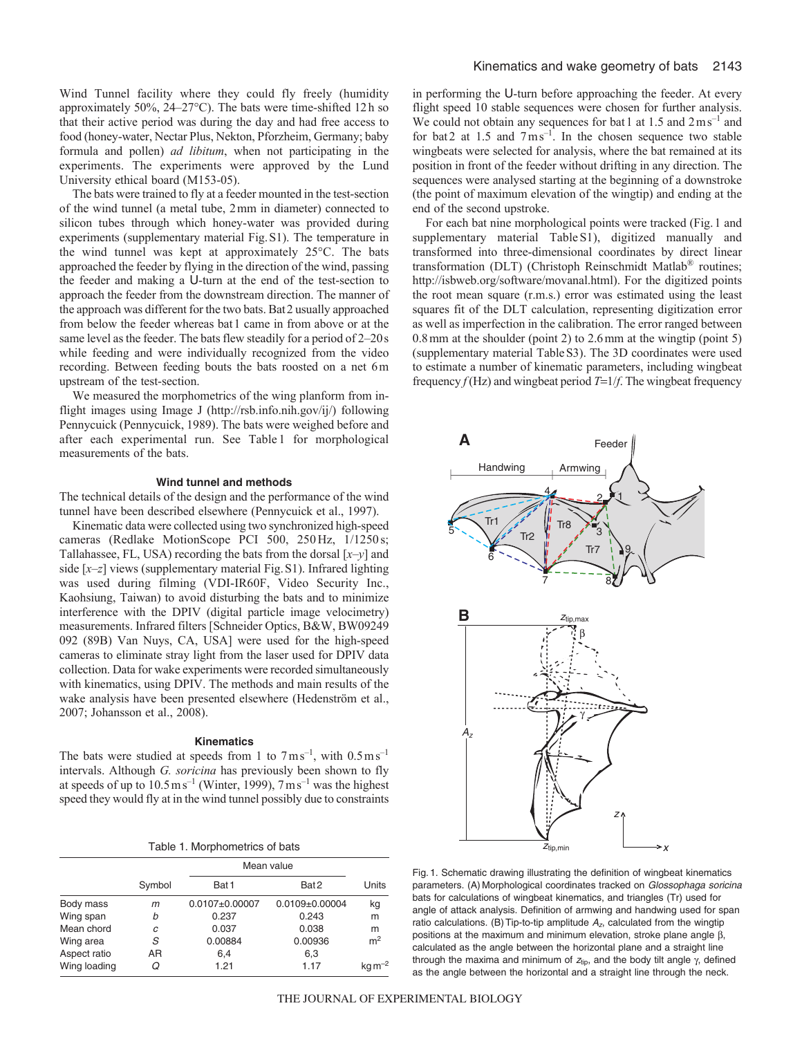Wind Tunnel facility where they could fly freely (humidity approximately 50%, 24–27°C). The bats were time-shifted 12 h so that their active period was during the day and had free access to food (honey-water, Nectar Plus, Nekton, Pforzheim, Germany; baby formula and pollen) *ad libitum*, when not participating in the experiments. The experiments were approved by the Lund University ethical board (M153-05).

The bats were trained to fly at a feeder mounted in the test-section of the wind tunnel (a metal tube, 2 mm in diameter) connected to silicon tubes through which honey-water was provided during experiments (supplementary material Fig. S1). The temperature in the wind tunnel was kept at approximately 25°C. The bats approached the feeder by flying in the direction of the wind, passing the feeder and making a U-turn at the end of the test-section to approach the feeder from the downstream direction. The manner of the approach was different for the two bats. Bat 2 usually approached from below the feeder whereas bat 1 came in from above or at the same level as the feeder. The bats flew steadily for a period of 2–20 s while feeding and were individually recognized from the video recording. Between feeding bouts the bats roosted on a net 6 m upstream of the test-section.

We measured the morphometrics of the wing planform from in-flight images using Image J (http://rsb.info.nih.gov/ij/) following Pennycuick (Pennycuick, 1989). The bats were weighed before and after each experimental run. See Table 1 for morphological measurements of the bats.

### Wind tunnel and methods

The technical details of the design and the performance of the wind tunnel have been described elsewhere (Pennycuick et al., 1997).

Kinematic data were collected using two synchronized high-speed cameras (Redlake MotionScope PCI 500, 250 Hz, 1/1250 s; Tallahassee, FL, USA) recording the bats from the dorsal [$x$–$y$] and side [$x$–$z$] views (supplementary material Fig. S1). Infrared lighting was used during filming (VDI-IR60F, Video Security Inc., Kaohsiung, Taiwan) to avoid disturbing the bats and to minimize interference with the DPIV (digital particle image velocimetry) measurements. Infrared filters [Schneider Optics, B&W, BW09249 092 (89B) Van Nuys, CA, USA] were used for the high-speed cameras to eliminate stray light from the laser used for DPIV data collection. Data for wake experiments were recorded simultaneously with kinematics, using DPIV. The methods and main results of the wake analysis have been presented elsewhere (Hedenström et al., 2007; Johansson et al., 2008).

### Kinematics

The bats were studied at speeds from 1 to 7 m s$^{-1}$, with 0.5 m s$^{-1}$ intervals. Although *G. soricina* has previously been shown to fly at speeds of up to 10.5 m s$^{-1}$ (Winter, 1999), 7 m s$^{-1}$ was the highest speed they would fly at in the wind tunnel possibly due to constraints in performing the U-turn before approaching the feeder. At every flight speed 10 stable sequences were chosen for further analysis. We could not obtain any sequences for bat 1 at 1.5 and 2 m s$^{-1}$ and for bat 2 at 1.5 and 7 m s$^{-1}$. In the chosen sequence two stable wingbeats were selected for analysis, where the bat remained at its position in front of the feeder without drifting in any direction. The sequences were analysed starting at the beginning of a downstroke (the point of maximum elevation of the wingtip) and ending at the end of the second upstroke.

For each bat nine morphological points were tracked (Fig. 1 and supplementary material Table S1), digitized manually and transformed into three-dimensional coordinates by direct linear transformation (DLT) (Christoph Reinschmidt Matlab® routines; http://isbweb.org/software/movanal.html). For the digitized points the root mean square (r.m.s.) error was estimated using the least squares fit of the DLT calculation, representing digitization error as well as imperfection in the calibration. The error ranged between 0.8 mm at the shoulder (point 2) to 2.6 mm at the wingtip (point 5) (supplementary material Table S3). The 3D coordinates were used to estimate a number of kinematic parameters, including wingbeat frequency $f$ (Hz) and wingbeat period $T$=1/$f$. The wingbeat frequency

Table 1. Morphometrics of bats

| | Symbol | Mean value | | Units |
|---|---|---|---|---|
| | | Bat 1 | Bat 2 | |
| Body mass | $m$ | 0.0107±0.00007 | 0.0109±0.00004 | kg |
| Wing span | $b$ | 0.237 | 0.243 | m |
| Mean chord | $c$ | 0.037 | 0.038 | m |
| Wing area | $S$ | 0.00884 | 0.00936 | m$^2$ |
| Aspect ratio | AR | 6,4 | 6,3 | |
| Wing loading | $Q$ | 1.21 | 1.17 | kg m$^{-2}$ |

Fig. 1. Schematic drawing illustrating the definition of wingbeat kinematics parameters. (A) Morphological coordinates tracked on *Glossophaga soricina* bats for calculations of wingbeat kinematics, and triangles (Tr) used for angle of attack analysis. Definition of armwing and handwing used for span ratio calculations. (B) Tip-to-tip amplitude $A_z$, calculated from the wingtip positions at the maximum and minimum elevation, stroke plane angle $\beta$, calculated as the angle between the horizontal plane and a straight line through the maxima and minimum of $z_{tip}$, and the body tilt angle $\gamma$, defined as the angle between the horizontal and a straight line through the neck.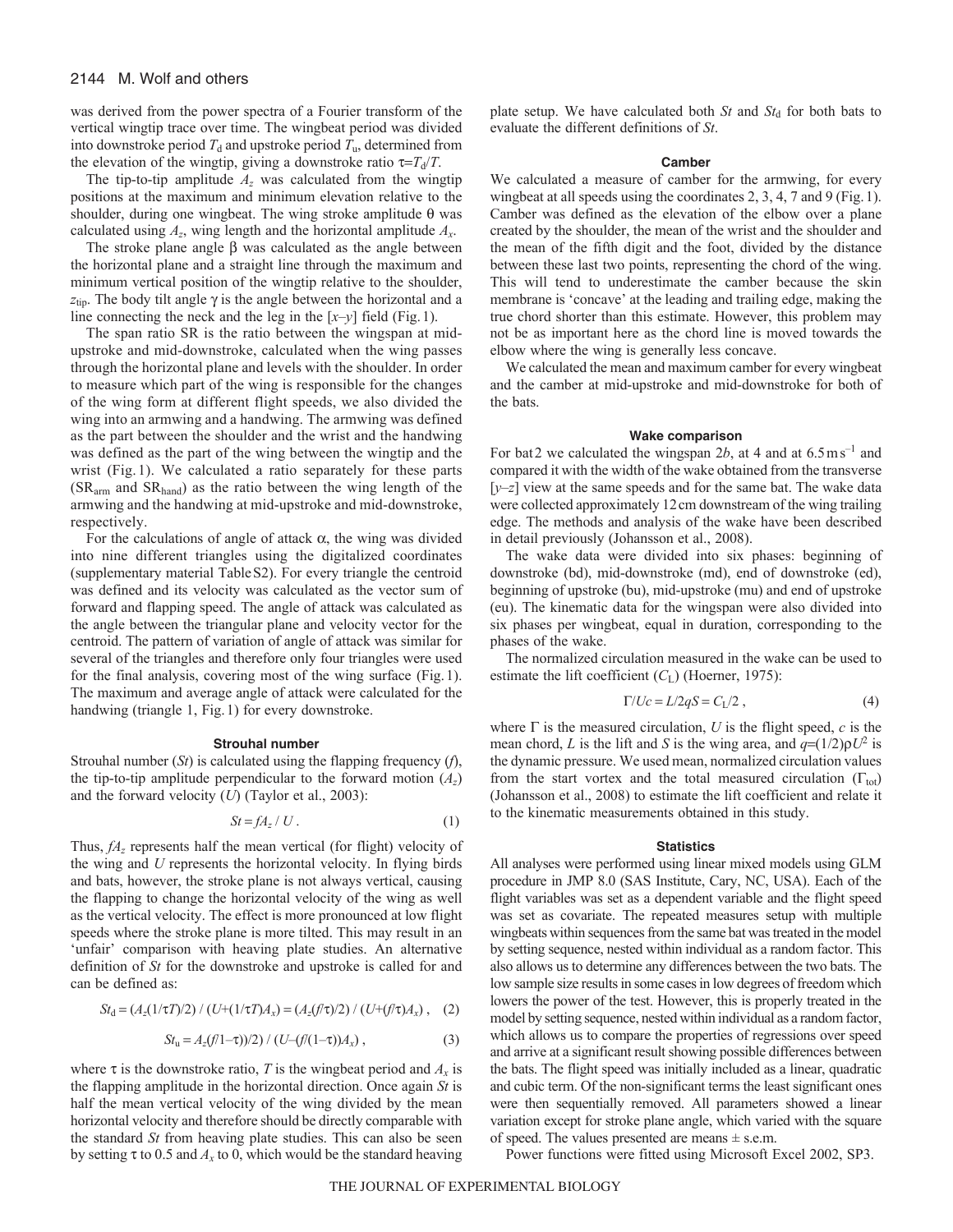was derived from the power spectra of a Fourier transform of the vertical wingtip trace over time. The wingbeat period was divided into downstroke period $T_d$ and upstroke period $T_u$, determined from the elevation of the wingtip, giving a downstroke ratio $\tau=T_d/T$.

The tip-to-tip amplitude $A_z$ was calculated from the wingtip positions at the maximum and minimum elevation relative to the shoulder, during one wingbeat. The wing stroke amplitude $\theta$ was calculated using $A_z$, wing length and the horizontal amplitude $A_x$.

The stroke plane angle $\beta$ was calculated as the angle between the horizontal plane and a straight line through the maximum and minimum vertical position of the wingtip relative to the shoulder, $z_{tip}$. The body tilt angle $\gamma$ is the angle between the horizontal and a line connecting the neck and the leg in the [$x$–$y$] field (Fig. 1).

The span ratio SR is the ratio between the wingspan at mid-upstroke and mid-downstroke, calculated when the wing passes through the horizontal plane and levels with the shoulder. In order to measure which part of the wing is responsible for the changes of the wing form at different flight speeds, we also divided the wing into an armwing and a handwing. The armwing was defined as the part between the shoulder and the wrist and the handwing was defined as the part of the wing between the wingtip and the wrist (Fig. 1). We calculated a ratio separately for these parts ($SR_{arm}$ and $SR_{hand}$) as the ratio between the wing length of the armwing and the handwing at mid-upstroke and mid-downstroke, respectively.

For the calculations of angle of attack $\alpha$, the wing was divided into nine different triangles using the digitalized coordinates (supplementary material Table S2). For every triangle the centroid was defined and its velocity was calculated as the vector sum of forward and flapping speed. The angle of attack was calculated as the angle between the triangular plane and velocity vector for the centroid. The pattern of variation of angle of attack was similar for several of the triangles and therefore only four triangles were used for the final analysis, covering most of the wing surface (Fig. 1). The maximum and average angle of attack were calculated for the handwing (triangle 1, Fig. 1) for every downstroke.

### Strouhal number

Strouhal number ($St$) is calculated using the flapping frequency ($f$), the tip-to-tip amplitude perpendicular to the forward motion ($A_z$) and the forward velocity ($U$) (Taylor et al., 2003):

$$St = fA_z / U\,. \tag{1}$$

Thus, $fA_z$ represents half the mean vertical (for flight) velocity of the wing and $U$ represents the horizontal velocity. In flying birds and bats, however, the stroke plane is not always vertical, causing the flapping to change the horizontal velocity of the wing as well as the vertical velocity. The effect is more pronounced at low flight speeds where the stroke plane is more tilted. This may result in an 'unfair' comparison with heaving plate studies. An alternative definition of $St$ for the downstroke and upstroke is called for and can be defined as:

$$St_d = (A_z(1/\tau T)/2) \,/\, (U+(1/\tau T)A_x) = (A_z(f/\tau)/2) \,/\, (U+(f/\tau)A_x)\,, \tag{2}$$

$$St_u = A_z(f/1-\tau))/2) \,/\, (U-(f/(1-\tau))A_x)\,, \tag{3}$$

where $\tau$ is the downstroke ratio, $T$ is the wingbeat period and $A_x$ is the flapping amplitude in the horizontal direction. Once again $St$ is half the mean vertical velocity of the wing divided by the mean horizontal velocity and therefore should be directly comparable with the standard $St$ from heaving plate studies. This can also be seen by setting $\tau$ to 0.5 and $A_x$ to 0, which would be the standard heaving plate setup. We have calculated both $St$ and $St_d$ for both bats to evaluate the different definitions of $St$.

### Camber

We calculated a measure of camber for the armwing, for every wingbeat at all speeds using the coordinates 2, 3, 4, 7 and 9 (Fig. 1). Camber was defined as the elevation of the elbow over a plane created by the shoulder, the mean of the wrist and the shoulder and the mean of the fifth digit and the foot, divided by the distance between these last two points, representing the chord of the wing. This will tend to underestimate the camber because the skin membrane is 'concave' at the leading and trailing edge, making the true chord shorter than this estimate. However, this problem may not be as important here as the chord line is moved towards the elbow where the wing is generally less concave.

We calculated the mean and maximum camber for every wingbeat and the camber at mid-upstroke and mid-downstroke for both of the bats.

### Wake comparison

For bat 2 we calculated the wingspan $2b$, at 4 and at $6.5\,\mathrm{m\,s^{-1}}$ and compared it with the width of the wake obtained from the transverse [$y$–$z$] view at the same speeds and for the same bat. The wake data were collected approximately 12 cm downstream of the wing trailing edge. The methods and analysis of the wake have been described in detail previously (Johansson et al., 2008).

The wake data were divided into six phases: beginning of downstroke (bd), mid-downstroke (md), end of downstroke (ed), beginning of upstroke (bu), mid-upstroke (mu) and end of upstroke (eu). The kinematic data for the wingspan were also divided into six phases per wingbeat, equal in duration, corresponding to the phases of the wake.

The normalized circulation measured in the wake can be used to estimate the lift coefficient ($C_L$) (Hoerner, 1975):

$$\Gamma/Uc = L/2qS = C_L/2\,, \tag{4}$$

where $\Gamma$ is the measured circulation, $U$ is the flight speed, $c$ is the mean chord, $L$ is the lift and $S$ is the wing area, and $q=(1/2)\rho U^2$ is the dynamic pressure. We used mean, normalized circulation values from the start vortex and the total measured circulation ($\Gamma_{tot}$) (Johansson et al., 2008) to estimate the lift coefficient and relate it to the kinematic measurements obtained in this study.

### Statistics

All analyses were performed using linear mixed models using GLM procedure in JMP 8.0 (SAS Institute, Cary, NC, USA). Each of the flight variables was set as a dependent variable and the flight speed was set as covariate. The repeated measures setup with multiple wingbeats within sequences from the same bat was treated in the model by setting sequence, nested within individual as a random factor. This also allows us to determine any differences between the two bats. The low sample size results in some cases in low degrees of freedom which lowers the power of the test. However, this is properly treated in the model by setting sequence, nested within individual as a random factor, which allows us to compare the properties of regressions over speed and arrive at a significant result showing possible differences between the bats. The flight speed was initially included as a linear, quadratic and cubic term. Of the non-significant terms the least significant ones were then sequentially removed. All parameters showed a linear variation except for stroke plane angle, which varied with the square of speed. The values presented are means ± s.e.m.

Power functions were fitted using Microsoft Excel 2002, SP3.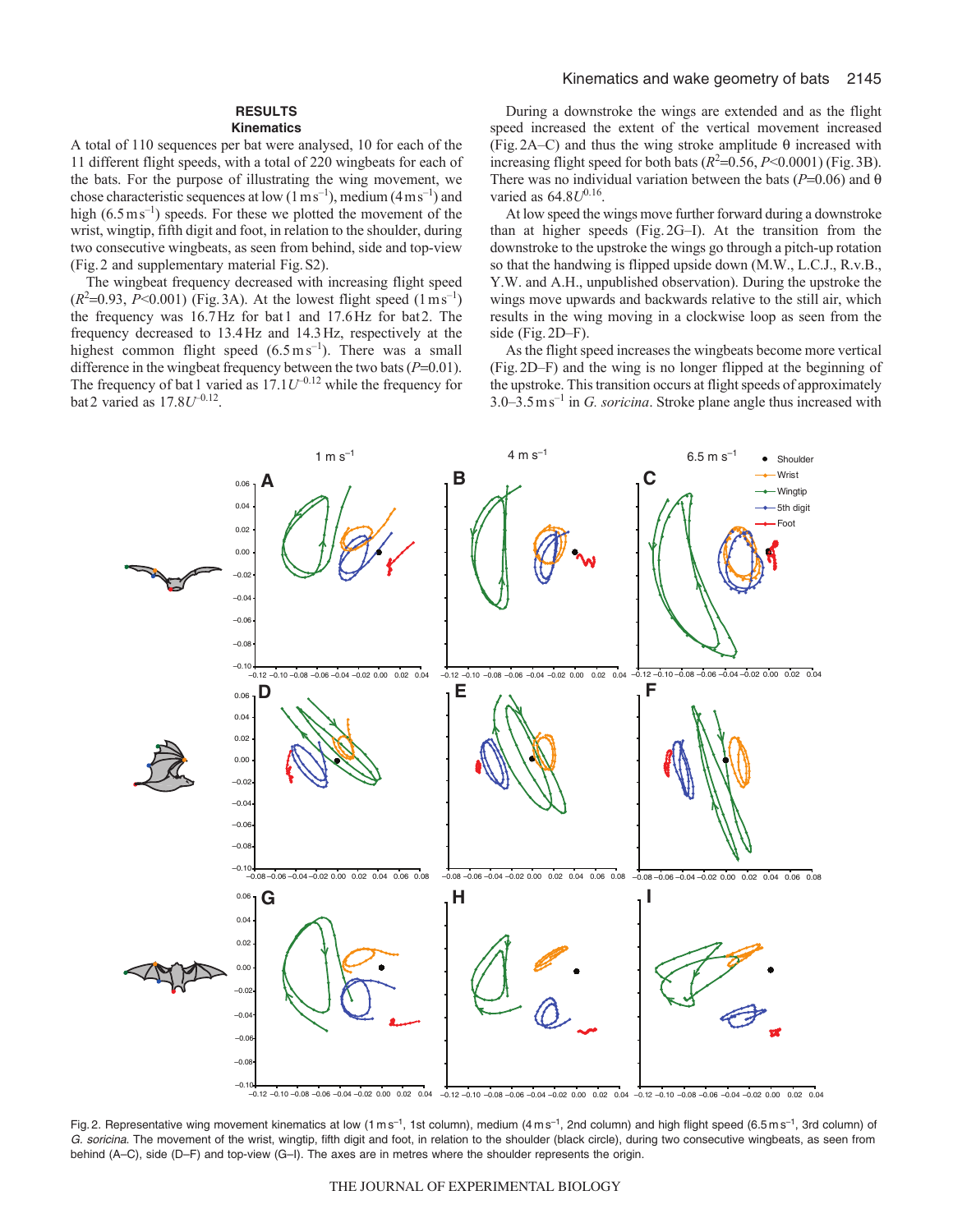## RESULTS

### Kinematics

A total of 110 sequences per bat were analysed, 10 for each of the 11 different flight speeds, with a total of 220 wingbeats for each of the bats. For the purpose of illustrating the wing movement, we chose characteristic sequences at low ($1\,\mathrm{m\,s^{-1}}$), medium ($4\,\mathrm{m\,s^{-1}}$) and high ($6.5\,\mathrm{m\,s^{-1}}$) speeds. For these we plotted the movement of the wrist, wingtip, fifth digit and foot, in relation to the shoulder, during two consecutive wingbeats, as seen from behind, side and top-view (Fig. 2 and supplementary material Fig. S2).

The wingbeat frequency decreased with increasing flight speed ($R^2$=0.93, $P$<0.001) (Fig. 3A). At the lowest flight speed ($1\,\mathrm{m\,s^{-1}}$) the frequency was 16.7 Hz for bat 1 and 17.6 Hz for bat 2. The frequency decreased to 13.4 Hz and 14.3 Hz, respectively at the highest common flight speed ($6.5\,\mathrm{m\,s^{-1}}$). There was a small difference in the wingbeat frequency between the two bats ($P$=0.01). The frequency of bat 1 varied as $17.1U^{-0.12}$ while the frequency for bat 2 varied as $17.8U^{-0.12}$.

During a downstroke the wings are extended and as the flight speed increased the extent of the vertical movement increased (Fig. 2A–C) and thus the wing stroke amplitude $\theta$ increased with increasing flight speed for both bats ($R^2$=0.56, $P$<0.0001) (Fig. 3B). There was no individual variation between the bats ($P$=0.06) and $\theta$ varied as $64.8U^{0.16}$.

At low speed the wings move further forward during a downstroke than at higher speeds (Fig. 2G–I). At the transition from the downstroke to the upstroke the wings go through a pitch-up rotation so that the handwing is flipped upside down (M.W., L.C.J., R.v.B., Y.W. and A.H., unpublished observation). During the upstroke the wings move upwards and backwards relative to the still air, which results in the wing moving in a clockwise loop as seen from the side (Fig. 2D–F).

As the flight speed increases the wingbeats become more vertical (Fig. 2D–F) and the wing is no longer flipped at the beginning of the upstroke. This transition occurs at flight speeds of approximately 3.0–3.5 $\mathrm{m\,s^{-1}}$ in *G. soricina*. Stroke plane angle thus increased with

Fig. 2. Representative wing movement kinematics at low ($1\,\mathrm{m\,s^{-1}}$, 1st column), medium ($4\,\mathrm{m\,s^{-1}}$, 2nd column) and high flight speed ($6.5\,\mathrm{m\,s^{-1}}$, 3rd column) of *G. soricina*. The movement of the wrist, wingtip, fifth digit and foot, in relation to the shoulder (black circle), during two consecutive wingbeats, as seen from behind (A–C), side (D–F) and top-view (G–I). The axes are in metres where the shoulder represents the origin.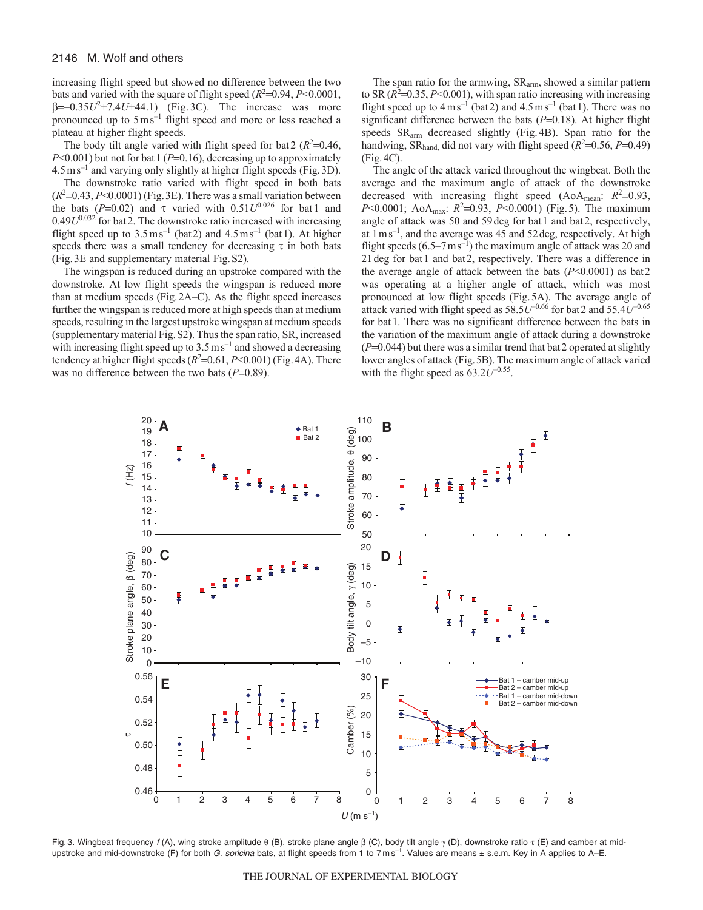increasing flight speed but showed no difference between the two bats and varied with the square of flight speed ($R^2$=0.94, $P$<0.0001, $\beta$=–0.35$U^2$+7.4$U$+44.1) (Fig. 3C). The increase was more pronounced up to 5 m s$^{-1}$ flight speed and more or less reached a plateau at higher flight speeds.

The body tilt angle varied with flight speed for bat 2 ($R^2$=0.46, $P$<0.001) but not for bat 1 ($P$=0.16), decreasing up to approximately 4.5 m s$^{-1}$ and varying only slightly at higher flight speeds (Fig. 3D).

The downstroke ratio varied with flight speed in both bats ($R^2$=0.43, $P$<0.0001) (Fig. 3E). There was a small variation between the bats ($P$=0.02) and $\tau$ varied with 0.51$U^{0.026}$ for bat 1 and 0.49$U^{0.032}$ for bat 2. The downstroke ratio increased with increasing flight speed up to 3.5 m s$^{-1}$ (bat 2) and 4.5 m s$^{-1}$ (bat 1). At higher speeds there was a small tendency for decreasing $\tau$ in both bats (Fig. 3E and supplementary material Fig. S2).

The wingspan is reduced during an upstroke compared with the downstroke. At low flight speeds the wingspan is reduced more than at medium speeds (Fig. 2A–C). As the flight speed increases further the wingspan is reduced more at high speeds than at medium speeds, resulting in the largest upstroke wingspan at medium speeds (supplementary material Fig. S2). Thus the span ratio, SR, increased with increasing flight speed up to 3.5 m s$^{-1}$ and showed a decreasing tendency at higher flight speeds ($R^2$=0.61, $P$<0.001) (Fig. 4A). There was no difference between the two bats ($P$=0.89).

The span ratio for the armwing, $SR_{arm}$, showed a similar pattern to SR ($R^2$=0.35, $P$<0.001), with span ratio increasing with increasing flight speed up to 4 m s$^{-1}$ (bat 2) and 4.5 m s$^{-1}$ (bat 1). There was no significant difference between the bats ($P$=0.18). At higher flight speeds $SR_{arm}$ decreased slightly (Fig. 4B). Span ratio for the handwing, $SR_{hand}$, did not vary with flight speed ($R^2$=0.56, $P$=0.49) (Fig. 4C).

The angle of the attack varied throughout the wingbeat. Both the average and the maximum angle of attack of the downstroke decreased with increasing flight speed ($AoA_{mean}$: $R^2$=0.93, $P$<0.0001; $AoA_{max}$: $R^2$=0.93, $P$<0.0001) (Fig. 5). The maximum angle of attack was 50 and 59 deg for bat 1 and bat 2, respectively, at 1 m s$^{-1}$, and the average was 45 and 52 deg, respectively. At high flight speeds (6.5–7 m s$^{-1}$) the maximum angle of attack was 20 and 21 deg for bat 1 and bat 2, respectively. There was a difference in the average angle of attack between the bats ($P$<0.0001) as bat 2 was operating at a higher angle of attack, which was most pronounced at low flight speeds (Fig. 5A). The average angle of attack varied with flight speed as 58.5$U^{-0.66}$ for bat 2 and 55.4$U^{-0.65}$ for bat 1. There was no significant difference between the bats in the variation of the maximum angle of attack during a downstroke ($P$=0.044) but there was a similar trend that bat 2 operated at slightly lower angles of attack (Fig. 5B). The maximum angle of attack varied with the flight speed as 63.2$U^{-0.55}$.

Fig. 3. Wingbeat frequency $f$ (A), wing stroke amplitude $\theta$ (B), stroke plane angle $\beta$ (C), body tilt angle $\gamma$ (D), downstroke ratio $\tau$ (E) and camber at mid-upstroke and mid-downstroke (F) for both *G. soricina* bats, at flight speeds from 1 to 7 m s$^{-1}$. Values are means ± s.e.m. Key in A applies to A–E.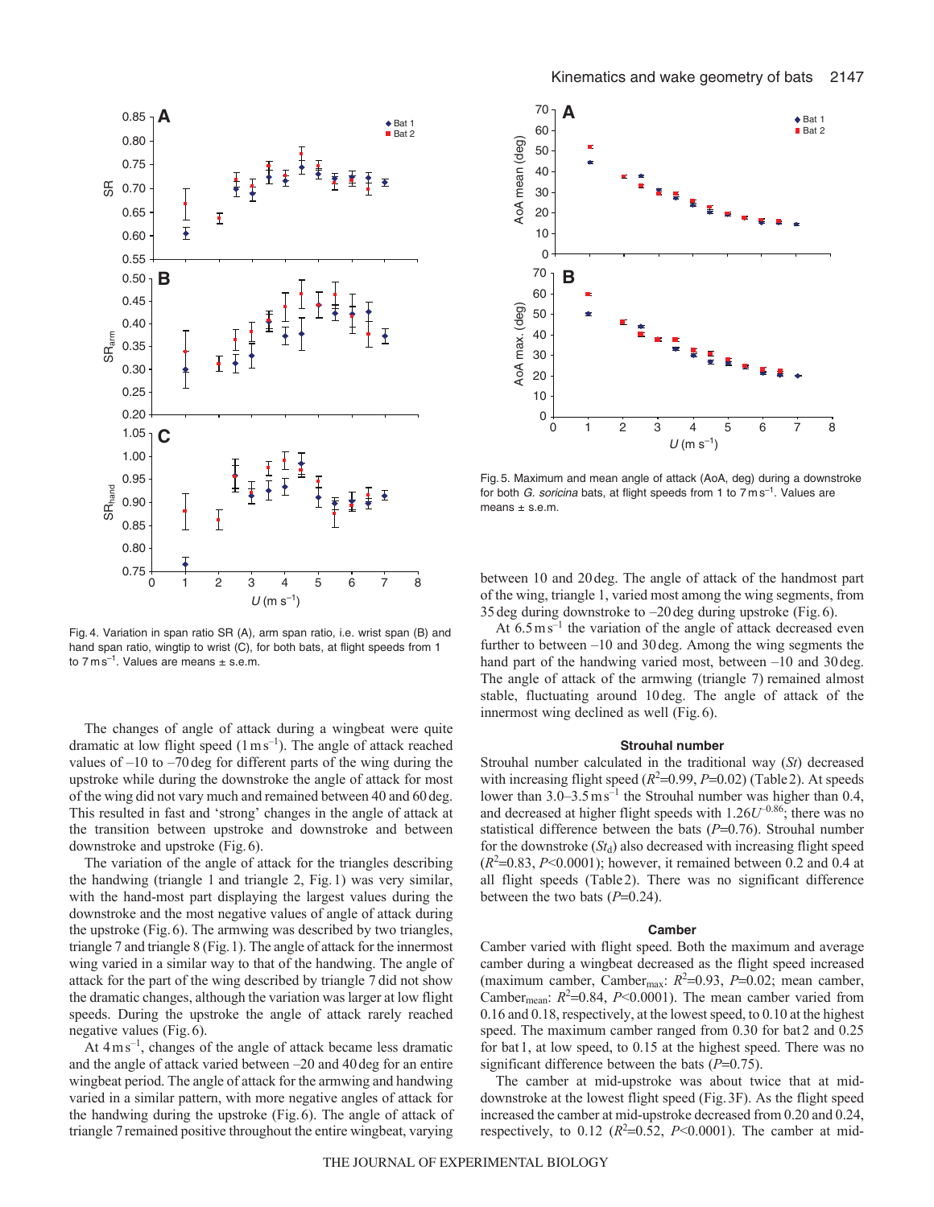Fig. 4. Variation in span ratio SR (A), arm span ratio, i.e. wrist span (B) and hand span ratio, wingtip to wrist (C), for both bats, at flight speeds from 1 to 7 m s$^{-1}$. Values are means ± s.e.m.

Fig. 5. Maximum and mean angle of attack (AoA, deg) during a downstroke for both *G. soricina* bats, at flight speeds from 1 to 7 m s$^{-1}$. Values are means ± s.e.m.

The changes of angle of attack during a wingbeat were quite dramatic at low flight speed (1 m s$^{-1}$). The angle of attack reached values of –10 to –70 deg for different parts of the wing during the upstroke while during the downstroke the angle of attack for most of the wing did not vary much and remained between 40 and 60 deg. This resulted in fast and 'strong' changes in the angle of attack at the transition between upstroke and downstroke and between downstroke and upstroke (Fig. 6).

The variation of the angle of attack for the triangles describing the handwing (triangle 1 and triangle 2, Fig. 1) was very similar, with the hand-most part displaying the largest values during the downstroke and the most negative values of angle of attack during the upstroke (Fig. 6). The armwing was described by two triangles, triangle 7 and triangle 8 (Fig. 1). The angle of attack for the innermost wing varied in a similar way to that of the handwing. The angle of attack for the part of the wing described by triangle 7 did not show the dramatic changes, although the variation was larger at low flight speeds. During the upstroke the angle of attack rarely reached negative values (Fig. 6).

At 4 m s$^{-1}$, changes of the angle of attack became less dramatic and the angle of attack varied between –20 and 40 deg for an entire wingbeat period. The angle of attack for the armwing and handwing varied in a similar pattern, with more negative angles of attack for the handwing during the upstroke (Fig. 6). The angle of attack of triangle 7 remained positive throughout the entire wingbeat, varying between 10 and 20 deg. The angle of attack of the handmost part of the wing, triangle 1, varied most among the wing segments, from 35 deg during downstroke to –20 deg during upstroke (Fig. 6).

At 6.5 m s$^{-1}$ the variation of the angle of attack decreased even further to between –10 and 30 deg. Among the wing segments the hand part of the handwing varied most, between –10 and 30 deg. The angle of attack of the armwing (triangle 7) remained almost stable, fluctuating around 10 deg. The angle of attack of the innermost wing declined as well (Fig. 6).

### Strouhal number

Strouhal number calculated in the traditional way (*St*) decreased with increasing flight speed ($R^2$=0.99, $P$=0.02) (Table 2). At speeds lower than 3.0–3.5 m s$^{-1}$ the Strouhal number was higher than 0.4, and decreased at higher flight speeds with $1.26U^{-0.86}$; there was no statistical difference between the bats ($P$=0.76). Strouhal number for the downstroke ($St_d$) also decreased with increasing flight speed ($R^2$=0.83, $P$<0.0001); however, it remained between 0.2 and 0.4 at all flight speeds (Table 2). There was no significant difference between the two bats ($P$=0.24).

### Camber

Camber varied with flight speed. Both the maximum and average camber during a wingbeat decreased as the flight speed increased (maximum camber, $\text{Camber}_{\text{max}}$: $R^2$=0.93, $P$=0.02; mean camber, $\text{Camber}_{\text{mean}}$: $R^2$=0.84, $P$<0.0001). The mean camber varied from 0.16 and 0.18, respectively, at the lowest speed, to 0.10 at the highest speed. The maximum camber ranged from 0.30 for bat 2 and 0.25 for bat 1, at low speed, to 0.15 at the highest speed. There was no significant difference between the bats ($P$=0.75).

The camber at mid-upstroke was about twice that at mid-downstroke at the lowest flight speed (Fig. 3F). As the flight speed increased the camber at mid-upstroke decreased from 0.20 and 0.24, respectively, to 0.12 ($R^2$=0.52, $P$<0.0001). The camber at mid-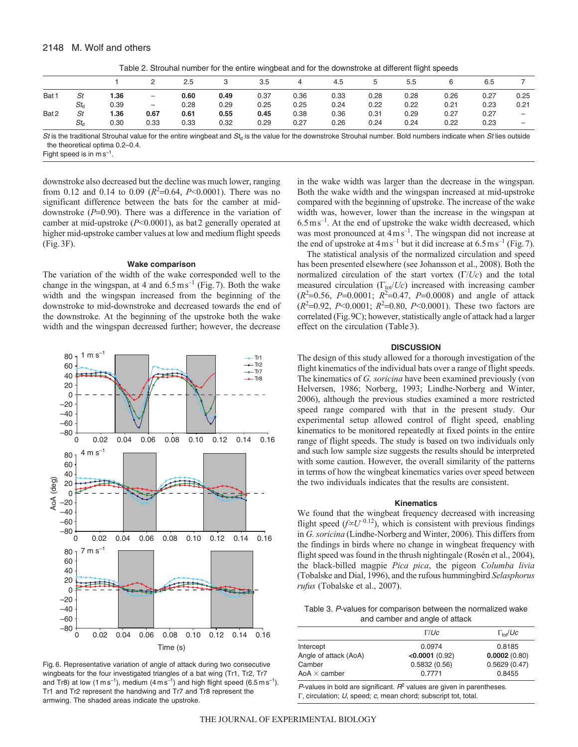Table 2. Strouhal number for the entire wingbeat and for the downstroke at different flight speeds

| | | 1 | 2 | 2.5 | 3 | 3.5 | 4 | 4.5 | 5 | 5.5 | 6 | 6.5 | 7 |
|---|---|---|---|---|---|---|---|---|---|---|---|---|---|
| Bat 1 | *St* | **1.36** | – | **0.60** | **0.49** | 0.37 | 0.36 | 0.33 | 0.28 | 0.28 | 0.26 | 0.27 | 0.25 |
| | $St_d$ | 0.39 | – | 0.28 | 0.29 | 0.25 | 0.25 | 0.24 | 0.22 | 0.22 | 0.21 | 0.23 | 0.21 |
| Bat 2 | *St* | **1.36** | **0.67** | **0.61** | **0.55** | **0.45** | 0.38 | 0.36 | 0.31 | 0.29 | 0.27 | 0.27 | – |
| | $St_d$ | 0.30 | 0.33 | 0.33 | 0.32 | 0.29 | 0.27 | 0.26 | 0.24 | 0.24 | 0.22 | 0.23 | – |

*St* is the traditional Strouhal value for the entire wingbeat and $St_d$ is the value for the downstroke Strouhal number. Bold numbers indicate when *St* lies outside the theoretical optima 0.2–0.4.
Fight speed is in $m\,s^{-1}$.

downstroke also decreased but the decline was much lower, ranging from 0.12 and 0.14 to 0.09 ($R^2$=0.64, $P$<0.0001). There was no significant difference between the bats for the camber at mid-downstroke ($P$=0.90). There was a difference in the variation of camber at mid-upstroke ($P$<0.0001), as bat 2 generally operated at higher mid-upstroke camber values at low and medium flight speeds (Fig. 3F).

### Wake comparison

The variation of the width of the wake corresponded well to the change in the wingspan, at 4 and 6.5 $m\,s^{-1}$ (Fig. 7). Both the wake width and the wingspan increased from the beginning of the downstroke to mid-downstroke and decreased towards the end of the downstroke. At the beginning of the upstroke both the wake width and the wingspan decreased further; however, the decrease in the wake width was larger than the decrease in the wingspan. Both the wake width and the wingspan increased at mid-upstroke compared with the beginning of upstroke. The increase of the wake width was, however, lower than the increase in the wingspan at 6.5 $m\,s^{-1}$. At the end of upstroke the wake width decreased, which was most pronounced at 4 $m\,s^{-1}$. The wingspan did not increase at the end of upstroke at 4 $m\,s^{-1}$ but it did increase at 6.5 $m\,s^{-1}$ (Fig. 7).

The statistical analysis of the normalized circulation and speed has been presented elsewhere (see Johansson et al., 2008). Both the normalized circulation of the start vortex ($\Gamma/Uc$) and the total measured circulation ($\Gamma_{tot}/Uc$) increased with increasing camber ($R^2$=0.56, $P$=0.0001; $R^2$=0.47, $P$=0.0008) and angle of attack ($R^2$=0.92, $P$<0.0001; $R^2$=0.80, $P$<0.0001). These two factors are correlated (Fig. 9C); however, statistically angle of attack had a larger effect on the circulation (Table 3).

Fig. 6. Representative variation of angle of attack during two consecutive wingbeats for the four investigated triangles of a bat wing (Tr1, Tr2, Tr7 and Tr8) at low (1 $m\,s^{-1}$), medium (4 $m\,s^{-1}$) and high flight speed (6.5 $m\,s^{-1}$). Tr1 and Tr2 represent the handwing and Tr7 and Tr8 represent the armwing. The shaded areas indicate the upstroke.

## DISCUSSION

The design of this study allowed for a thorough investigation of the flight kinematics of the individual bats over a range of flight speeds. The kinematics of *G. soricina* have been examined previously (von Helversen, 1986; Norberg, 1993; Lindhe-Norberg and Winter, 2006), although the previous studies examined a more restricted speed range compared with that in the present study. Our experimental setup allowed control of flight speed, enabling kinematics to be monitored repeatedly at fixed points in the entire range of flight speeds. The study is based on two individuals only and such low sample size suggests the results should be interpreted with some caution. However, the overall similarity of the patterns in terms of how the wingbeat kinematics varies over speed between the two individuals indicates that the results are consistent.

### Kinematics

We found that the wingbeat frequency decreased with increasing flight speed ($f \propto U^{-0.12}$), which is consistent with previous findings in *G. soricina* (Lindhe-Norberg and Winter, 2006). This differs from the findings in birds where no change in wingbeat frequency with flight speed was found in the thrush nightingale (Rosén et al., 2004), the black-billed magpie *Pica pica*, the pigeon *Columba livia* (Tobalske and Dial, 1996), and the rufous hummingbird *Selasphorus rufus* (Tobalske et al., 2007).

Table 3. *P*-values for comparison between the normalized wake and camber and angle of attack

| | $\Gamma/Uc$ | $\Gamma_{tot}/Uc$ |
|---|---|---|
| Intercept | 0.0974 | 0.8185 |
| Angle of attack (AoA) | **<0.0001** (0.92) | **0.0002** (0.80) |
| Camber | 0.5832 (0.56) | 0.5629 (0.47) |
| AoA × camber | 0.7771 | 0.8455 |

*P*-values in bold are significant. $R^2$ values are given in parentheses.
$\Gamma$, circulation; $U$, speed; $c$, mean chord; subscript tot, total.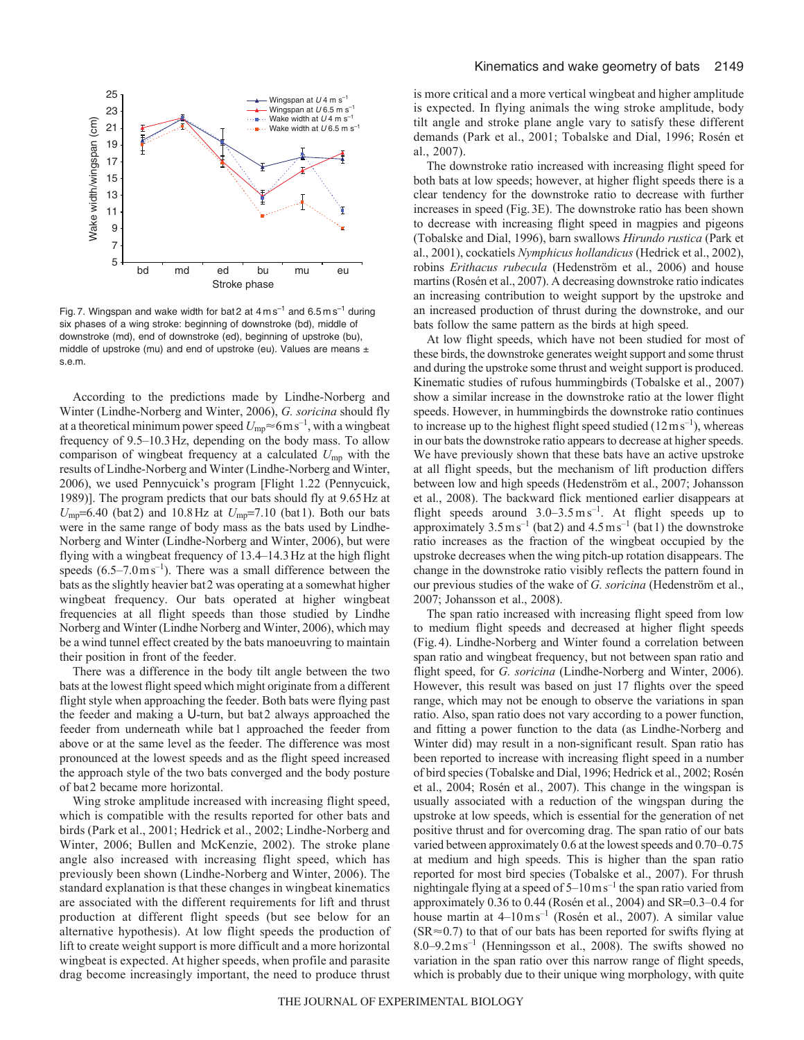Fig. 7. Wingspan and wake width for bat 2 at $4\,\mathrm{m\,s^{-1}}$ and $6.5\,\mathrm{m\,s^{-1}}$ during six phases of a wing stroke: beginning of downstroke (bd), middle of downstroke (md), end of downstroke (ed), beginning of upstroke (bu), middle of upstroke (mu) and end of upstroke (eu). Values are means ± s.e.m.

According to the predictions made by Lindhe-Norberg and Winter (Lindhe-Norberg and Winter, 2006), *G. soricina* should fly at a theoretical minimum power speed $U_{\mathrm{mp}}\approx 6\,\mathrm{m\,s^{-1}}$, with a wingbeat frequency of 9.5–10.3 Hz, depending on the body mass. To allow comparison of wingbeat frequency at a calculated $U_{\mathrm{mp}}$ with the results of Lindhe-Norberg and Winter (Lindhe-Norberg and Winter, 2006), we used Pennycuick's program [Flight 1.22 (Pennycuick, 1989)]. The program predicts that our bats should fly at 9.65 Hz at $U_{\mathrm{mp}}$=6.40 (bat 2) and 10.8 Hz at $U_{\mathrm{mp}}$=7.10 (bat 1). Both our bats were in the same range of body mass as the bats used by Lindhe-Norberg and Winter (Lindhe-Norberg and Winter, 2006), but were flying with a wingbeat frequency of 13.4–14.3 Hz at the high flight speeds ($6.5$–$7.0\,\mathrm{m\,s^{-1}}$). There was a small difference between the bats as the slightly heavier bat 2 was operating at a somewhat higher wingbeat frequency. Our bats operated at higher wingbeat frequencies at all flight speeds than those studied by Lindhe Norberg and Winter (Lindhe Norberg and Winter, 2006), which may be a wind tunnel effect created by the bats manoeuvring to maintain their position in front of the feeder.

There was a difference in the body tilt angle between the two bats at the lowest flight speed which might originate from a different flight style when approaching the feeder. Both bats were flying past the feeder and making a U-turn, but bat 2 always approached the feeder from underneath while bat 1 approached the feeder from above or at the same level as the feeder. The difference was most pronounced at the lowest speeds and as the flight speed increased the approach style of the two bats converged and the body posture of bat 2 became more horizontal.

Wing stroke amplitude increased with increasing flight speed, which is compatible with the results reported for other bats and birds (Park et al., 2001; Hedrick et al., 2002; Lindhe-Norberg and Winter, 2006; Bullen and McKenzie, 2002). The stroke plane angle also increased with increasing flight speed, which has previously been shown (Lindhe-Norberg and Winter, 2006). The standard explanation is that these changes in wingbeat kinematics are associated with the different requirements for lift and thrust production at different flight speeds (but see below for an alternative hypothesis). At low flight speeds the production of lift to create weight support is more difficult and a more horizontal wingbeat is expected. At higher speeds, when profile and parasite drag become increasingly important, the need to produce thrust is more critical and a more vertical wingbeat and higher amplitude is expected. In flying animals the wing stroke amplitude, body tilt angle and stroke plane angle vary to satisfy these different demands (Park et al., 2001; Tobalske and Dial, 1996; Rosén et al., 2007).

The downstroke ratio increased with increasing flight speed for both bats at low speeds; however, at higher flight speeds there is a clear tendency for the downstroke ratio to decrease with further increases in speed (Fig. 3E). The downstroke ratio has been shown to decrease with increasing flight speed in magpies and pigeons (Tobalske and Dial, 1996), barn swallows *Hirundo rustica* (Park et al., 2001), cockatiels *Nymphicus hollandicus* (Hedrick et al., 2002), robins *Erithacus rubecula* (Hedenström et al., 2006) and house martins (Rosén et al., 2007). A decreasing downstroke ratio indicates an increasing contribution to weight support by the upstroke and an increased production of thrust during the downstroke, and our bats follow the same pattern as the birds at high speed.

At low flight speeds, which have not been studied for most of these birds, the downstroke generates weight support and some thrust and during the upstroke some thrust and weight support is produced. Kinematic studies of rufous hummingbirds (Tobalske et al., 2007) show a similar increase in the downstroke ratio at the lower flight speeds. However, in hummingbirds the downstroke ratio continues to increase up to the highest flight speed studied ($12\,\mathrm{m\,s^{-1}}$), whereas in our bats the downstroke ratio appears to decrease at higher speeds. We have previously shown that these bats have an active upstroke at all flight speeds, but the mechanism of lift production differs between low and high speeds (Hedenström et al., 2007; Johansson et al., 2008). The backward flick mentioned earlier disappears at flight speeds around $3.0$–$3.5\,\mathrm{m\,s^{-1}}$. At flight speeds up to approximately $3.5\,\mathrm{m\,s^{-1}}$ (bat 2) and $4.5\,\mathrm{m\,s^{-1}}$ (bat 1) the downstroke ratio increases as the fraction of the wingbeat occupied by the upstroke decreases when the wing pitch-up rotation disappears. The change in the downstroke ratio visibly reflects the pattern found in our previous studies of the wake of *G. soricina* (Hedenström et al., 2007; Johansson et al., 2008).

The span ratio increased with increasing flight speed from low to medium flight speeds and decreased at higher flight speeds (Fig. 4). Lindhe-Norberg and Winter found a correlation between span ratio and wingbeat frequency, but not between span ratio and flight speed, for *G. soricina* (Lindhe-Norberg and Winter, 2006). However, this result was based on just 17 flights over the speed range, which may not be enough to observe the variations in span ratio. Also, span ratio does not vary according to a power function, and fitting a power function to the data (as Lindhe-Norberg and Winter did) may result in a non-significant result. Span ratio has been reported to increase with increasing flight speed in a number of bird species (Tobalske and Dial, 1996; Hedrick et al., 2002; Rosén et al., 2004; Rosén et al., 2007). This change in the wingspan is usually associated with a reduction of the wingspan during the upstroke at low speeds, which is essential for the generation of net positive thrust and for overcoming drag. The span ratio of our bats varied between approximately 0.6 at the lowest speeds and 0.70–0.75 at medium and high speeds. This is higher than the span ratio reported for most bird species (Tobalske et al., 2007). For thrush nightingale flying at a speed of $5$–$10\,\mathrm{m\,s^{-1}}$ the span ratio varied from approximately 0.36 to 0.44 (Rosén et al., 2004) and SR=0.3–0.4 for house martin at $4$–$10\,\mathrm{m\,s^{-1}}$ (Rosén et al., 2007). A similar value (SR≈0.7) to that of our bats has been reported for swifts flying at $8.0$–$9.2\,\mathrm{m\,s^{-1}}$ (Henningsson et al., 2008). The swifts showed no variation in the span ratio over this narrow range of flight speeds, which is probably due to their unique wing morphology, with quite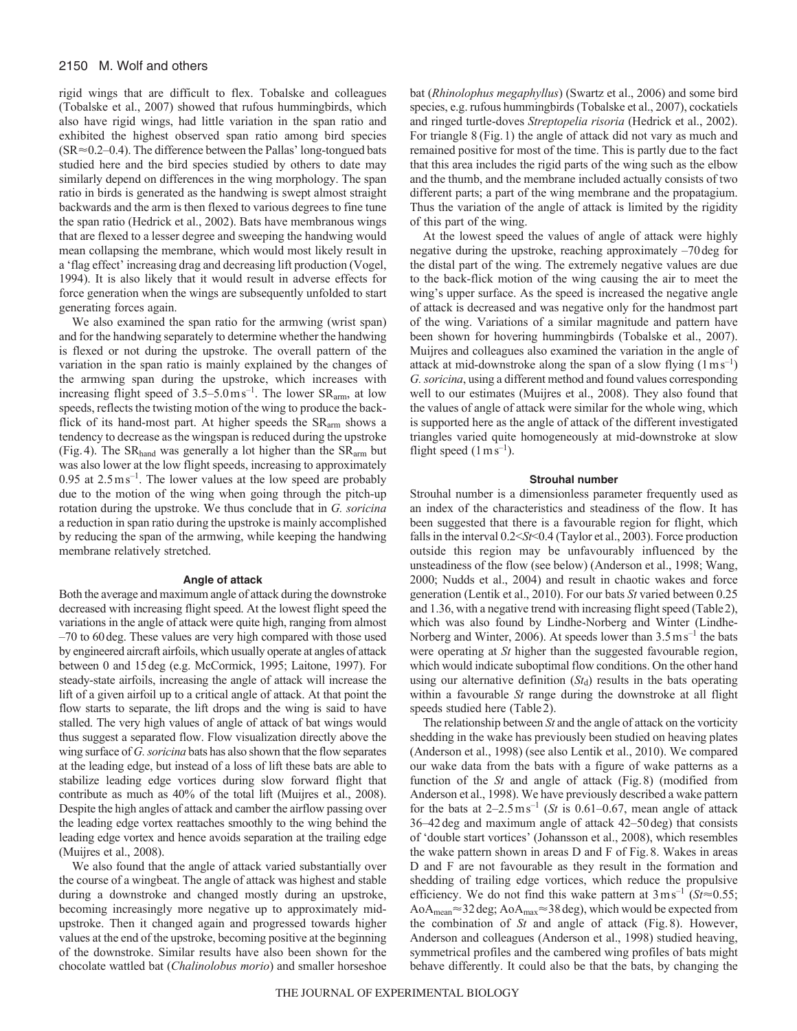rigid wings that are difficult to flex. Tobalske and colleagues (Tobalske et al., 2007) showed that rufous hummingbirds, which also have rigid wings, had little variation in the span ratio and exhibited the highest observed span ratio among bird species (SR≈0.2–0.4). The difference between the Pallas' long-tongued bats studied here and the bird species studied by others to date may similarly depend on differences in the wing morphology. The span ratio in birds is generated as the handwing is swept almost straight backwards and the arm is then flexed to various degrees to fine tune the span ratio (Hedrick et al., 2002). Bats have membranous wings that are flexed to a lesser degree and sweeping the handwing would mean collapsing the membrane, which would most likely result in a 'flag effect' increasing drag and decreasing lift production (Vogel, 1994). It is also likely that it would result in adverse effects for force generation when the wings are subsequently unfolded to start generating forces again.

We also examined the span ratio for the armwing (wrist span) and for the handwing separately to determine whether the handwing is flexed or not during the upstroke. The overall pattern of the variation in the span ratio is mainly explained by the changes of the armwing span during the upstroke, which increases with increasing flight speed of 3.5–5.0 m s$^{-1}$. The lower $SR_{arm}$, at low speeds, reflects the twisting motion of the wing to produce the back-flick of its hand-most part. At higher speeds the $SR_{arm}$ shows a tendency to decrease as the wingspan is reduced during the upstroke (Fig. 4). The $SR_{hand}$ was generally a lot higher than the $SR_{arm}$ but was also lower at the low flight speeds, increasing to approximately 0.95 at 2.5 m s$^{-1}$. The lower values at the low speed are probably due to the motion of the wing when going through the pitch-up rotation during the upstroke. We thus conclude that in *G. soricina* a reduction in span ratio during the upstroke is mainly accomplished by reducing the span of the armwing, while keeping the handwing membrane relatively stretched.

### Angle of attack

Both the average and maximum angle of attack during the downstroke decreased with increasing flight speed. At the lowest flight speed the variations in the angle of attack were quite high, ranging from almost –70 to 60 deg. These values are very high compared with those used by engineered aircraft airfoils, which usually operate at angles of attack between 0 and 15 deg (e.g. McCormick, 1995; Laitone, 1997). For steady-state airfoils, increasing the angle of attack will increase the lift of a given airfoil up to a critical angle of attack. At that point the flow starts to separate, the lift drops and the wing is said to have stalled. The very high values of angle of attack of bat wings would thus suggest a separated flow. Flow visualization directly above the wing surface of *G. soricina* bats has also shown that the flow separates at the leading edge, but instead of a loss of lift these bats are able to stabilize leading edge vortices during slow forward flight that contribute as much as 40% of the total lift (Muijres et al., 2008). Despite the high angles of attack and camber the airflow passing over the leading edge vortex reattaches smoothly to the wing behind the leading edge vortex and hence avoids separation at the trailing edge (Muijres et al., 2008).

We also found that the angle of attack varied substantially over the course of a wingbeat. The angle of attack was highest and stable during a downstroke and changed mostly during an upstroke, becoming increasingly more negative up to approximately mid-upstroke. Then it changed again and progressed towards higher values at the end of the upstroke, becoming positive at the beginning of the downstroke. Similar results have also been shown for the chocolate wattled bat (*Chalinolobus morio*) and smaller horseshoe bat (*Rhinolophus megaphyllus*) (Swartz et al., 2006) and some bird species, e.g. rufous hummingbirds (Tobalske et al., 2007), cockatiels and ringed turtle-doves *Streptopelia risoria* (Hedrick et al., 2002). For triangle 8 (Fig. 1) the angle of attack did not vary as much and remained positive for most of the time. This is partly due to the fact that this area includes the rigid parts of the wing such as the elbow and the thumb, and the membrane included actually consists of two different parts; a part of the wing membrane and the propatagium. Thus the variation of the angle of attack is limited by the rigidity of this part of the wing.

At the lowest speed the values of angle of attack were highly negative during the upstroke, reaching approximately –70 deg for the distal part of the wing. The extremely negative values are due to the back-flick motion of the wing causing the air to meet the wing's upper surface. As the speed is increased the negative angle of attack is decreased and was negative only for the handmost part of the wing. Variations of a similar magnitude and pattern have been shown for hovering hummingbirds (Tobalske et al., 2007). Muijres and colleagues also examined the variation in the angle of attack at mid-downstroke along the span of a slow flying (1 m s$^{-1}$) *G. soricina*, using a different method and found values corresponding well to our estimates (Muijres et al., 2008). They also found that the values of angle of attack were similar for the whole wing, which is supported here as the angle of attack of the different investigated triangles varied quite homogeneously at mid-downstroke at slow flight speed (1 m s$^{-1}$).

### Strouhal number

Strouhal number is a dimensionless parameter frequently used as an index of the characteristics and steadiness of the flow. It has been suggested that there is a favourable region for flight, which falls in the interval $0.2<St<0.4$ (Taylor et al., 2003). Force production outside this region may be unfavourably influenced by the unsteadiness of the flow (see below) (Anderson et al., 1998; Wang, 2000; Nudds et al., 2004) and result in chaotic wakes and force generation (Lentik et al., 2010). For our bats $St$ varied between 0.25 and 1.36, with a negative trend with increasing flight speed (Table 2), which was also found by Lindhe-Norberg and Winter (Lindhe-Norberg and Winter, 2006). At speeds lower than 3.5 m s$^{-1}$ the bats were operating at $St$ higher than the suggested favourable region, which would indicate suboptimal flow conditions. On the other hand using our alternative definition ($St_d$) results in the bats operating within a favourable $St$ range during the downstroke at all flight speeds studied here (Table 2).

The relationship between $St$ and the angle of attack on the vorticity shedding in the wake has previously been studied on heaving plates (Anderson et al., 1998) (see also Lentik et al., 2010). We compared our wake data from the bats with a figure of wake patterns as a function of the $St$ and angle of attack (Fig. 8) (modified from Anderson et al., 1998). We have previously described a wake pattern for the bats at 2–2.5 m s$^{-1}$ ($St$ is 0.61–0.67, mean angle of attack 36–42 deg and maximum angle of attack 42–50 deg) that consists of 'double start vortices' (Johansson et al., 2008), which resembles the wake pattern shown in areas D and F of Fig. 8. Wakes in areas D and F are not favourable as they result in the formation and shedding of trailing edge vortices, which reduce the propulsive efficiency. We do not find this wake pattern at 3 m s$^{-1}$ ($St$≈0.55; $AoA_{mean}$≈32 deg; $AoA_{max}$≈38 deg), which would be expected from the combination of $St$ and angle of attack (Fig. 8). However, Anderson and colleagues (Anderson et al., 1998) studied heaving, symmetrical profiles and the cambered wing profiles of bats might behave differently. It could also be that the bats, by changing the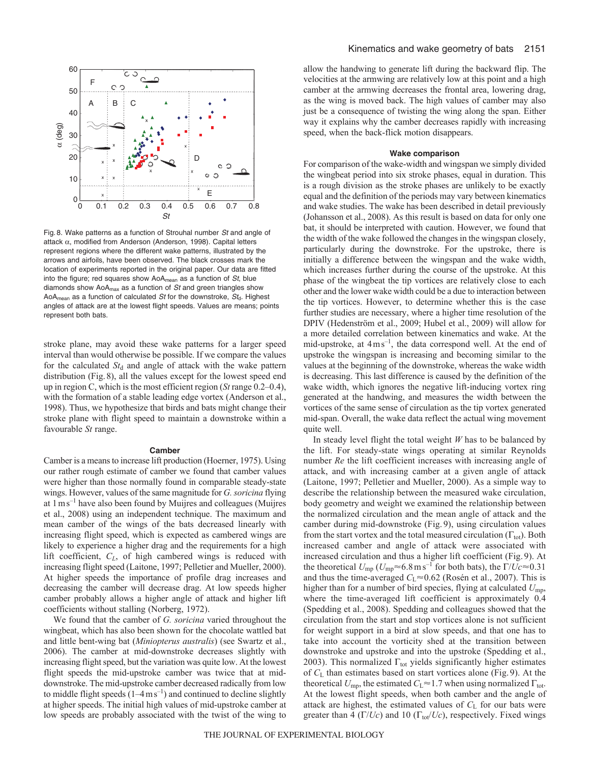60

F

50

A B C

40

α (deg)

30

20

D

10

E

0

0 0.1 0.2 0.3 0.4 0.5 0.6 0.7 0.8

*St*

Fig. 8. Wake patterns as a function of Strouhal number *St* and angle of attack α, modified from Anderson (Anderson, 1998). Capital letters represent regions where the different wake patterns, illustrated by the arrows and airfoils, have been observed. The black crosses mark the location of experiments reported in the original paper. Our data are fitted into the figure; red squares show $AoA_{mean}$ as a function of *St*, blue diamonds show $AoA_{max}$ as a function of *St* and green triangles show $AoA_{mean}$ as a function of calculated *St* for the downstroke, $St_d$. Highest angles of attack are at the lowest flight speeds. Values are means; points represent both bats.

stroke plane, may avoid these wake patterns for a larger speed interval than would otherwise be possible. If we compare the values for the calculated $St_d$ and angle of attack with the wake pattern distribution (Fig. 8), all the values except for the lowest speed end up in region C, which is the most efficient region (*St* range 0.2–0.4), with the formation of a stable leading edge vortex (Anderson et al., 1998). Thus, we hypothesize that birds and bats might change their stroke plane with flight speed to maintain a downstroke within a favourable *St* range.

### Camber

Camber is a means to increase lift production (Hoerner, 1975). Using our rather rough estimate of camber we found that camber values were higher than those normally found in comparable steady-state wings. However, values of the same magnitude for *G. soricina* flying at $1\,\mathrm{m\,s^{-1}}$ have also been found by Muijres and colleagues (Muijres et al., 2008) using an independent technique. The maximum and mean camber of the wings of the bats decreased linearly with increasing flight speed, which is expected as cambered wings are likely to experience a higher drag and the requirements for a high lift coefficient, $C_L$, of high cambered wings is reduced with increasing flight speed (Laitone, 1997; Pelletier and Mueller, 2000). At higher speeds the importance of profile drag increases and decreasing the camber will decrease drag. At low speeds higher camber probably allows a higher angle of attack and higher lift coefficients without stalling (Norberg, 1972).

We found that the camber of *G. soricina* varied throughout the wingbeat, which has also been shown for the chocolate wattled bat and little bent-wing bat (*Miniopterus australis*) (see Swartz et al., 2006). The camber at mid-downstroke decreases slightly with increasing flight speed, but the variation was quite low. At the lowest flight speeds the mid-upstroke camber was twice that at mid-downstroke. The mid-upstroke camber decreased radically from low to middle flight speeds ($1$–$4\,\mathrm{m\,s^{-1}}$) and continued to decline slightly at higher speeds. The initial high values of mid-upstroke camber at low speeds are probably associated with the twist of the wing to allow the handwing to generate lift during the backward flip. The velocities at the armwing are relatively low at this point and a high camber at the armwing decreases the frontal area, lowering drag, as the wing is moved back. The high values of camber may also just be a consequence of twisting the wing along the span. Either way it explains why the camber decreases rapidly with increasing speed, when the back-flick motion disappears.

### Wake comparison

For comparison of the wake-width and wingspan we simply divided the wingbeat period into six stroke phases, equal in duration. This is a rough division as the stroke phases are unlikely to be exactly equal and the definition of the periods may vary between kinematics and wake studies. The wake has been described in detail previously (Johansson et al., 2008). As this result is based on data for only one bat, it should be interpreted with caution. However, we found that the width of the wake followed the changes in the wingspan closely, particularly during the downstroke. For the upstroke, there is initially a difference between the wingspan and the wake width, which increases further during the course of the upstroke. At this phase of the wingbeat the tip vortices are relatively close to each other and the lower wake width could be a due to interaction between the tip vortices. However, to determine whether this is the case further studies are necessary, where a higher time resolution of the DPIV (Hedenström et al., 2009; Hubel et al., 2009) will allow for a more detailed correlation between kinematics and wake. At the mid-upstroke, at $4\,\mathrm{m\,s^{-1}}$, the data correspond well. At the end of upstroke the wingspan is increasing and becoming similar to the values at the beginning of the downstroke, whereas the wake width is decreasing. This last difference is caused by the definition of the wake width, which ignores the negative lift-inducing vortex ring generated at the handwing, and measures the width between the vortices of the same sense of circulation as the tip vortex generated mid-span. Overall, the wake data reflect the actual wing movement quite well.

In steady level flight the total weight *W* has to be balanced by the lift. For steady-state wings operating at similar Reynolds number *Re* the lift coefficient increases with increasing angle of attack, and with increasing camber at a given angle of attack (Laitone, 1997; Pelletier and Mueller, 2000). As a simple way to describe the relationship between the measured wake circulation, body geometry and weight we examined the relationship between the normalized circulation and the mean angle of attack and the camber during mid-downstroke (Fig. 9), using circulation values from the start vortex and the total measured circulation ($\Gamma_{tot}$). Both increased camber and angle of attack were associated with increased circulation and thus a higher lift coefficient (Fig. 9). At the theoretical $U_{mp}$ ($U_{mp}\approx 6.8\,\mathrm{m\,s^{-1}}$ for both bats), the $\Gamma/Uc\approx 0.31$ and thus the time-averaged $C_L\approx 0.62$ (Rosén et al., 2007). This is higher than for a number of bird species, flying at calculated $U_{mp}$, where the time-averaged lift coefficient is approximately 0.4 (Spedding et al., 2008). Spedding and colleagues showed that the circulation from the start and stop vortices alone is not sufficient for weight support in a bird at slow speeds, and that one has to take into account the vorticity shed at the transition between downstroke and upstroke and into the upstroke (Spedding et al., 2003). This normalized $\Gamma_{tot}$ yields significantly higher estimates of $C_L$ than estimates based on start vortices alone (Fig. 9). At the theoretical $U_{mp}$, the estimated $C_L\approx 1.7$ when using normalized $\Gamma_{tot}$. At the lowest flight speeds, when both camber and the angle of attack are highest, the estimated values of $C_L$ for our bats were greater than 4 ($\Gamma/Uc$) and 10 ($\Gamma_{tot}/Uc$), respectively. Fixed wings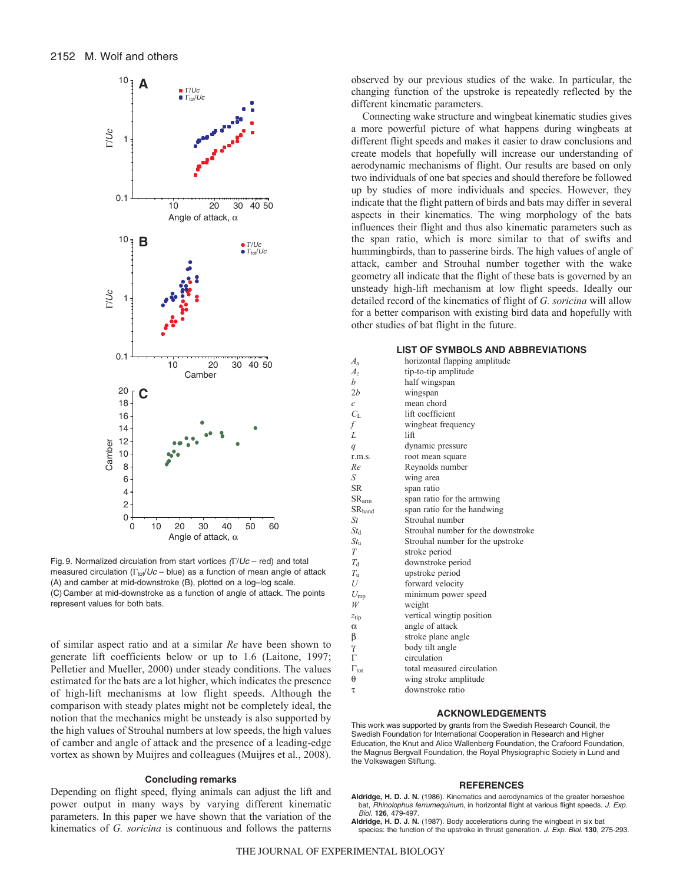Fig. 9. Normalized circulation from start vortices ($\Gamma/Uc$ – red) and total measured circulation ($\Gamma_{tot}/Uc$ – blue) as a function of mean angle of attack (A) and camber at mid-downstroke (B), plotted on a log–log scale. (C) Camber at mid-downstroke as a function of angle of attack. The points represent values for both bats.

of similar aspect ratio and at a similar *Re* have been shown to generate lift coefficients below or up to 1.6 (Laitone, 1997; Pelletier and Mueller, 2000) under steady conditions. The values estimated for the bats are a lot higher, which indicates the presence of high-lift mechanisms at low flight speeds. Although the comparison with steady plates might not be completely ideal, the notion that the mechanics might be unsteady is also supported by the high values of Strouhal numbers at low speeds, the high values of camber and angle of attack and the presence of a leading-edge vortex as shown by Muijres and colleagues (Muijres et al., 2008).

### Concluding remarks

Depending on flight speed, flying animals can adjust the lift and power output in many ways by varying different kinematic parameters. In this paper we have shown that the variation of the kinematics of *G. soricina* is continuous and follows the patterns observed by our previous studies of the wake. In particular, the changing function of the upstroke is repeatedly reflected by the different kinematic parameters.

Connecting wake structure and wingbeat kinematic studies gives a more powerful picture of what happens during wingbeats at different flight speeds and makes it easier to draw conclusions and create models that hopefully will increase our understanding of aerodynamic mechanisms of flight. Our results are based on only two individuals of one bat species and should therefore be followed up by studies of more individuals and species. However, they indicate that the flight pattern of birds and bats may differ in several aspects in their kinematics. The wing morphology of the bats influences their flight and thus also kinematic parameters such as the span ratio, which is more similar to that of swifts and hummingbirds, than to passerine birds. The high values of angle of attack, camber and Strouhal number together with the wake geometry all indicate that the flight of these bats is governed by an unsteady high-lift mechanism at low flight speeds. Ideally our detailed record of the kinematics of flight of *G. soricina* will allow for a better comparison with existing bird data and hopefully with other studies of bat flight in the future.

### LIST OF SYMBOLS AND ABBREVIATIONS

| | |
|---|---|
| $A_x$ | horizontal flapping amplitude |
| $A_z$ | tip-to-tip amplitude |
| $b$ | half wingspan |
| $2b$ | wingspan |
| $c$ | mean chord |
| $C_L$ | lift coefficient |
| $f$ | wingbeat frequency |
| $L$ | lift |
| $q$ | dynamic pressure |
| r.m.s. | root mean square |
| $Re$ | Reynolds number |
| $S$ | wing area |
| SR | span ratio |
| $SR_{arm}$ | span ratio for the armwing |
| $SR_{hand}$ | span ratio for the handwing |
| $St$ | Strouhal number |
| $St_d$ | Strouhal number for the downstroke |
| $St_u$ | Strouhal number for the upstroke |
| $T$ | stroke period |
| $T_d$ | downstroke period |
| $T_u$ | upstroke period |
| $U$ | forward velocity |
| $U_{mp}$ | minimum power speed |
| $W$ | weight |
| $z_{tip}$ | vertical wingtip position |
| $\alpha$ | angle of attack |
| $\beta$ | stroke plane angle |
| $\gamma$ | body tilt angle |
| $\Gamma$ | circulation |
| $\Gamma_{tot}$ | total measured circulation |
| $\theta$ | wing stroke amplitude |
| $\tau$ | downstroke ratio |

### ACKNOWLEDGEMENTS

This work was supported by grants from the Swedish Research Council, the Swedish Foundation for International Cooperation in Research and Higher Education, the Knut and Alice Wallenberg Foundation, the Crafoord Foundation, the Magnus Bergvall Foundation, the Royal Physiographic Society in Lund and the Volkswagen Stiftung.

### REFERENCES

**Aldridge, H. D. J. N.** (1986). Kinematics and aerodynamics of the greater horseshoe bat, *Rhinolophus ferrumequinum*, in horizontal flight at various flight speeds. *J. Exp. Biol.* **126**, 479-497.

**Aldridge, H. D. J. N.** (1987). Body accelerations during the wingbeat in six bat species: the function of the upstroke in thrust generation. *J. Exp. Biol.* **130**, 275-293.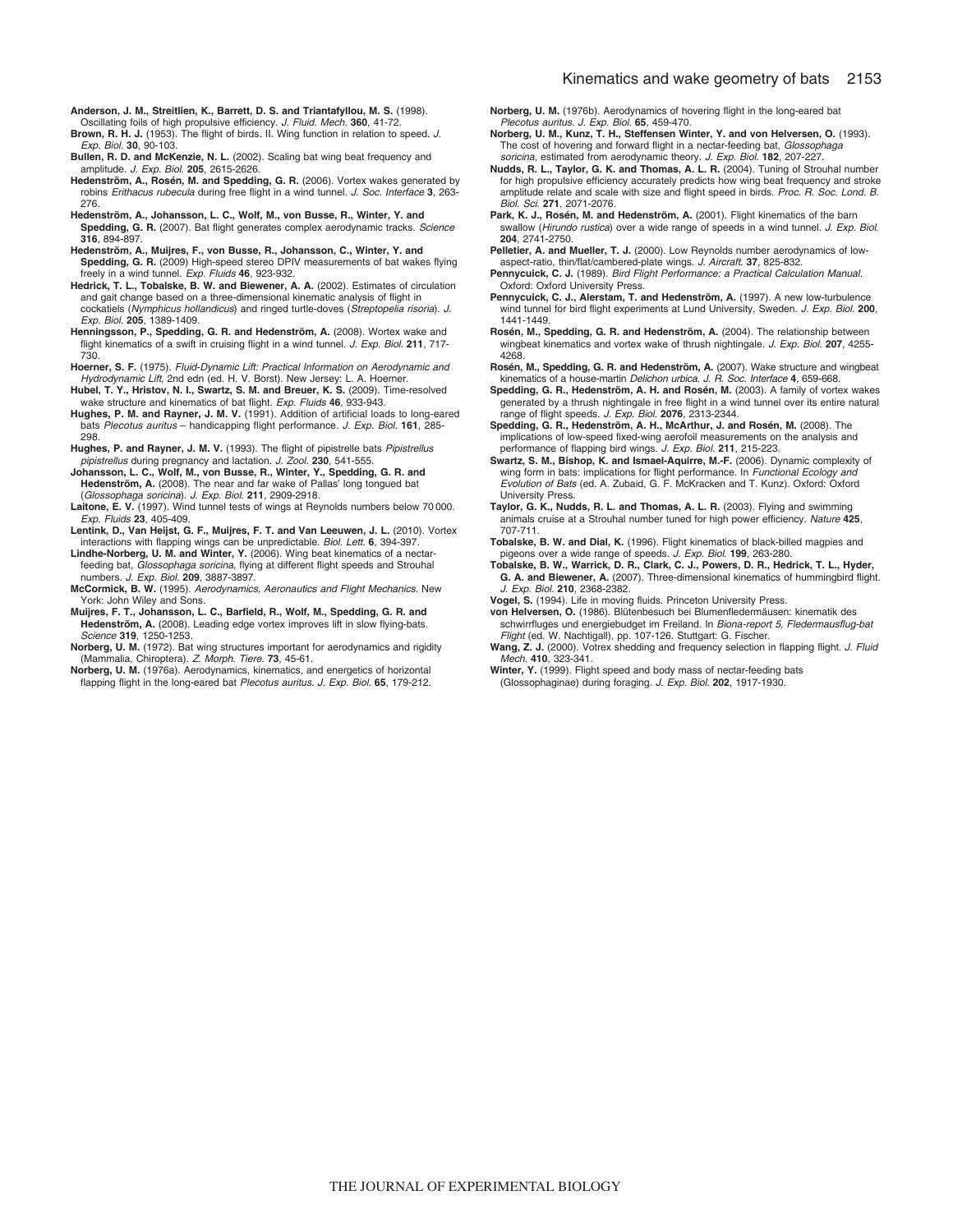**Anderson, J. M., Streitlien, K., Barrett, D. S. and Triantafyllou, M. S.** (1998). Oscillating foils of high propulsive efficiency. *J. Fluid. Mech.* **360**, 41-72.

**Brown, R. H. J.** (1953). The flight of birds. II. Wing function in relation to speed. *J. Exp. Biol.* **30**, 90-103.

**Bullen, R. D. and McKenzie, N. L.** (2002). Scaling bat wing beat frequency and amplitude. *J. Exp. Biol.* **205**, 2615-2626.

**Hedenström, A., Rosén, M. and Spedding, G. R.** (2006). Vortex wakes generated by robins *Erithacus rubecula* during free flight in a wind tunnel. *J. Soc. Interface* **3**, 263-276.

**Hedenström, A., Johansson, L. C., Wolf, M., von Busse, R., Winter, Y. and Spedding, G. R.** (2007). Bat flight generates complex aerodynamic tracks. *Science* **316**, 894-897.

**Hedenström, A., Muijres, F., von Busse, R., Johansson, C., Winter, Y. and Spedding, G. R.** (2009) High-speed stereo DPIV measurements of bat wakes flying freely in a wind tunnel. *Exp. Fluids* **46**, 923-932.

**Hedrick, T. L., Tobalske, B. W. and Biewener, A. A.** (2002). Estimates of circulation and gait change based on a three-dimensional kinematic analysis of flight in cockatiels (*Nymphicus hollandicus*) and ringed turtle-doves (*Streptopelia risoria*). *J. Exp. Biol.* **205**, 1389-1409.

**Henningsson, P., Spedding, G. R. and Hedenström, A.** (2008). Wortex wake and flight kinematics of a swift in cruising flight in a wind tunnel. *J. Exp. Biol.* **211**, 717-730.

**Hoerner, S. F.** (1975). *Fluid-Dynamic Lift: Practical Information on Aerodynamic and Hydrodynamic Lift*, 2nd edn (ed. H. V. Borst). New Jersey: L. A. Hoerner.

**Hubel, T. Y., Hristov, N. I., Swartz, S. M. and Breuer, K. S.** (2009). Time-resolved wake structure and kinematics of bat flight. *Exp. Fluids* **46**, 933-943.

**Hughes, P. M. and Rayner, J. M. V.** (1991). Addition of artificial loads to long-eared bats *Plecotus auritus* – handicapping flight performance. *J. Exp. Biol.* **161**, 285-298.

**Hughes, P. and Rayner, J. M. V.** (1993). The flight of pipistrelle bats *Pipistrellus pipistrellus* during pregnancy and lactation. *J. Zool.* **230**, 541-555.

**Johansson, L. C., Wolf, M., von Busse, R., Winter, Y., Spedding, G. R. and Hedenström, A.** (2008). The near and far wake of Pallas' long tongued bat (*Glossophaga soricina*). *J. Exp. Biol.* **211**, 2909-2918.

**Laitone, E. V.** (1997). Wind tunnel tests of wings at Reynolds numbers below 70 000. *Exp. Fluids* **23**, 405-409.

**Lentink, D., Van Heijst, G. F., Muijres, F. T. and Van Leeuwen, J. L.** (2010). Vortex interactions with flapping wings can be unpredictable. *Biol. Lett.* **6**, 394-397.

**Lindhe-Norberg, U. M. and Winter, Y.** (2006). Wing beat kinematics of a nectar-feeding bat, *Glossophaga soricina*, flying at different flight speeds and Strouhal numbers. *J. Exp. Biol.* **209**, 3887-3897.

**McCormick, B. W.** (1995). *Aerodynamics, Aeronautics and Flight Mechanics*. New York: John Wiley and Sons.

**Muijres, F. T., Johansson, L. C., Barfield, R., Wolf, M., Spedding, G. R. and Hedenström, A.** (2008). Leading edge vortex improves lift in slow flying-bats. *Science* **319**, 1250-1253.

**Norberg, U. M.** (1972). Bat wing structures important for aerodynamics and rigidity (Mammalia, Chiroptera). *Z. Morph. Tiere.* **73**, 45-61.

**Norberg, U. M.** (1976a). Aerodynamics, kinematics, and energetics of horizontal flapping flight in the long-eared bat *Plecotus auritus*. *J. Exp. Biol.* **65**, 179-212.

**Norberg, U. M.** (1976b). Aerodynamics of hovering flight in the long-eared bat *Plecotus auritus*. *J. Exp. Biol.* **65**, 459-470.

**Norberg, U. M., Kunz, T. H., Steffensen Winter, Y. and von Helversen, O.** (1993). The cost of hovering and forward flight in a nectar-feeding bat, *Glossophaga soricina*, estimated from aerodynamic theory. *J. Exp. Biol.* **182**, 207-227.

**Nudds, R. L., Taylor, G. K. and Thomas, A. L. R.** (2004). Tuning of Strouhal number for high propulsive efficiency accurately predicts how wing beat frequency and stroke amplitude relate and scale with size and flight speed in birds. *Proc. R. Soc. Lond. B. Biol. Sci.* **271**, 2071-2076.

**Park, K. J., Rosén, M. and Hedenström, A.** (2001). Flight kinematics of the barn swallow (*Hirundo rustica*) over a wide range of speeds in a wind tunnel. *J. Exp. Biol.* **204**, 2741-2750.

**Pelletier, A. and Mueller, T. J.** (2000). Low Reynolds number aerodynamics of low-aspect-ratio, thin/flat/cambered-plate wings. *J. Aircraft.* **37**, 825-832.

**Pennycuick, C. J.** (1989). *Bird Flight Performance: a Practical Calculation Manual.* Oxford: Oxford University Press.

**Pennycuick, C. J., Alerstam, T. and Hedenström, A.** (1997). A new low-turbulence wind tunnel for bird flight experiments at Lund University, Sweden. *J. Exp. Biol.* **200**, 1441-1449.

**Rosén, M., Spedding, G. R. and Hedenström, A.** (2004). The relationship between wingbeat kinematics and vortex wake of thrush nightingale. *J. Exp. Biol.* **207**, 4255-4268.

**Rosén, M., Spedding, G. R. and Hedenström, A.** (2007). Wake structure and wingbeat kinematics of a house-martin *Delichon urbica*. *J. R. Soc. Interface* **4**, 659-668.

**Spedding, G. R., Hedenström, A. H. and Rosén, M.** (2003). A family of vortex wakes generated by a thrush nightingale in free flight in a wind tunnel over its entire natural range of flight speeds. *J. Exp. Biol.* **2076**, 2313-2344.

**Spedding, G. R., Hedenström, A. H., McArthur, J. and Rosén, M.** (2008). The implications of low-speed fixed-wing aerofoil measurements on the analysis and performance of flapping bird wings. *J. Exp. Biol.* **211**, 215-223.

**Swartz, S. M., Bishop, K. and Ismael-Aquirre, M.-F.** (2006). Dynamic complexity of wing form in bats: implications for flight performance. In *Functional Ecology and Evolution of Bats* (ed. A. Zubaid, G. F. McKracken and T. Kunz). Oxford: Oxford University Press.

**Taylor, G. K., Nudds, R. L. and Thomas, A. L. R.** (2003). Flying and swimming animals cruise at a Strouhal number tuned for high power efficiency. *Nature* **425**, 707-711.

**Tobalske, B. W. and Dial, K.** (1996). Flight kinematics of black-billed magpies and pigeons over a wide range of speeds. *J. Exp. Biol.* **199**, 263-280.

**Tobalske, B. W., Warrick, D. R., Clark, C. J., Powers, D. R., Hedrick, T. L., Hyder, G. A. and Biewener, A.** (2007). Three-dimensional kinematics of hummingbird flight. *J. Exp. Biol.* **210**, 2368-2382.

**Vogel, S.** (1994). Life in moving fluids. Princeton University Press.

**von Helversen, O.** (1986). Blütenbesuch bei Blumenfledermäusen: kinematik des schwirrfluges und energiebudget im Freiland. In *Biona-report 5, Fledermausflug-bat Flight* (ed. W. Nachtigall), pp. 107-126. Stuttgart: G. Fischer.

**Wang, Z. J.** (2000). Votrex shedding and frequency selection in flapping flight. *J. Fluid Mech.* **410**, 323-341.

**Winter, Y.** (1999). Flight speed and body mass of nectar-feeding bats (Glossophaginae) during foraging. *J. Exp. Biol.* **202**, 1917-1930.